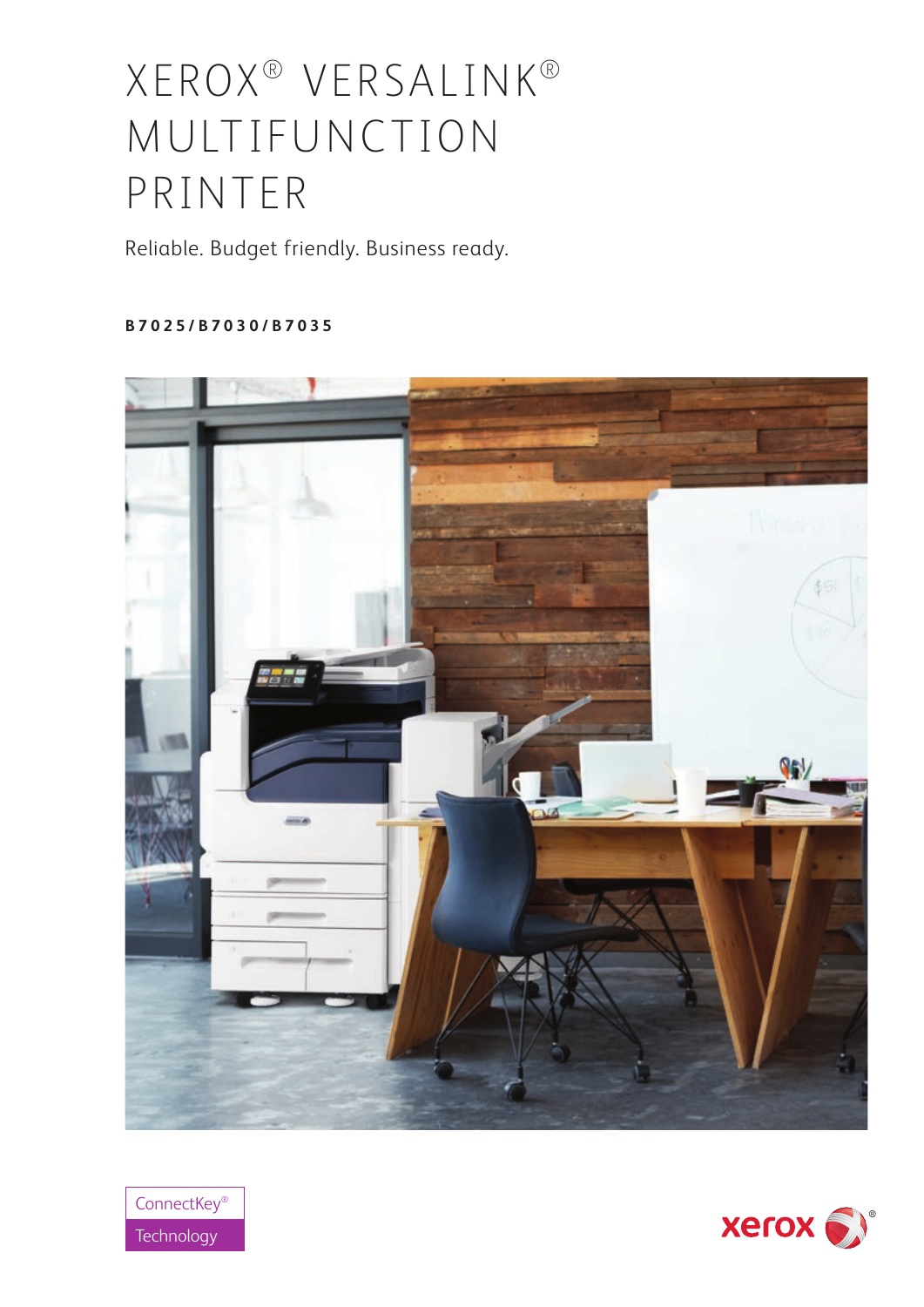# XEROX® VERSALINK® MULTIFUNCTION PRINTER

Reliable. Budget friendly. Business ready.

**B7025/B7030/B7035**

ConnectKey® Technology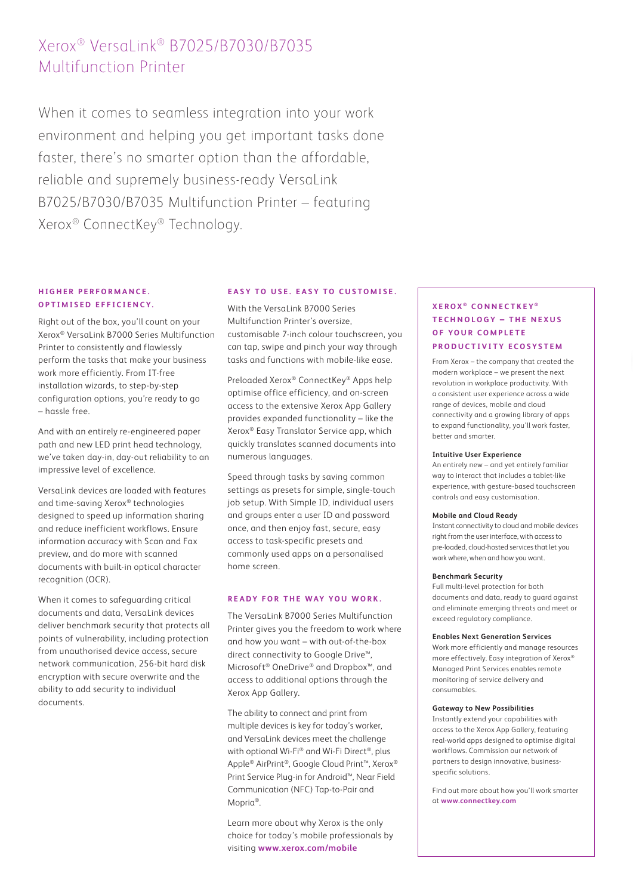# Xerox® VersaLink® B7025/B7030/B7035 Multifunction Printer

When it comes to seamless integration into your work environment and helping you get important tasks done faster, there's no smarter option than the affordable, reliable and supremely business-ready VersaLink B7025/B7030/B7035 Multifunction Printer – featuring Xerox® ConnectKey® Technology.

## HIGHER PERFORMANCE. OPTIMISED EFFICIENCY.

Right out of the box, you'll count on your Xerox® VersaLink B7000 Series Multifunction Printer to consistently and flawlessly perform the tasks that make your business work more efficiently. From IT-free installation wizards, to step-by-step configuration options, you're ready to go – hassle free.

And with an entirely re-engineered paper path and new LED print head technology, we've taken day-in, day-out reliability to an impressive level of excellence.

VersaLink devices are loaded with features and time-saving Xerox® technologies designed to speed up information sharing and reduce inefficient workflows. Ensure information accuracy with Scan and Fax preview, and do more with scanned documents with built-in optical character recognition (OCR).

When it comes to safeguarding critical documents and data, VersaLink devices deliver benchmark security that protects all points of vulnerability, including protection from unauthorised device access, secure network communication, 256-bit hard disk encryption with secure overwrite and the ability to add security to individual documents.

## EASY TO USE. EASY TO CUSTOMISE.

With the VersaLink B7000 Series Multifunction Printer's oversize, customisable 7-inch colour touchscreen, you can tap, swipe and pinch your way through tasks and functions with mobile-like ease.

Preloaded Xerox® ConnectKey® Apps help optimise office efficiency, and on-screen access to the extensive Xerox App Gallery provides expanded functionality – like the Xerox® Easy Translator Service app, which quickly translates scanned documents into numerous languages.

Speed through tasks by saving common settings as presets for simple, single-touch job setup. With Simple ID, individual users and groups enter a user ID and password once, and then enjoy fast, secure, easy access to task-specific presets and commonly used apps on a personalised home screen.

## READY FOR THE WAY YOU WORK.

The VersaLink B7000 Series Multifunction Printer gives you the freedom to work where and how you want – with out-of-the-box direct connectivity to Google Drive™, Microsoft® OneDrive® and Dropbox™, and access to additional options through the Xerox App Gallery.

The ability to connect and print from multiple devices is key for today's worker, and VersaLink devices meet the challenge with optional Wi-Fi® and Wi-Fi Direct®, plus Apple® AirPrint®, Google Cloud Print™, Xerox® Print Service Plug-in for Android™, Near Field Communication (NFC) Tap-to-Pair and Mopria®.

Learn more about why Xerox is the only choice for today's mobile professionals by visiting **www.xerox.com/mobile**

## XEROX® CONNECTKEY® TECHNOLOGY – THE NEXUS OF YOUR COMPLETE PRODUCTIVITY ECOSYSTEM

From Xerox – the company that created the modern workplace – we present the next revolution in workplace productivity. With a consistent user experience across a wide range of devices, mobile and cloud connectivity and a growing library of apps to expand functionality, you'll work faster, better and smarter.

**Intuitive User Experience**
An entirely new – and yet entirely familiar way to interact that includes a tablet-like experience, with gesture-based touchscreen controls and easy customisation.

**Mobile and Cloud Ready**
Instant connectivity to cloud and mobile devices right from the user interface, with access to pre-loaded, cloud-hosted services that let you work where, when and how you want.

**Benchmark Security**
Full multi-level protection for both documents and data, ready to guard against and eliminate emerging threats and meet or exceed regulatory compliance.

**Enables Next Generation Services**
Work more efficiently and manage resources more effectively. Easy integration of Xerox® Managed Print Services enables remote monitoring of service delivery and consumables.

**Gateway to New Possibilities**
Instantly extend your capabilities with access to the Xerox App Gallery, featuring real-world apps designed to optimise digital workflows. Commission our network of partners to design innovative, business-specific solutions.

Find out more about how you'll work smarter at **www.connectkey.com**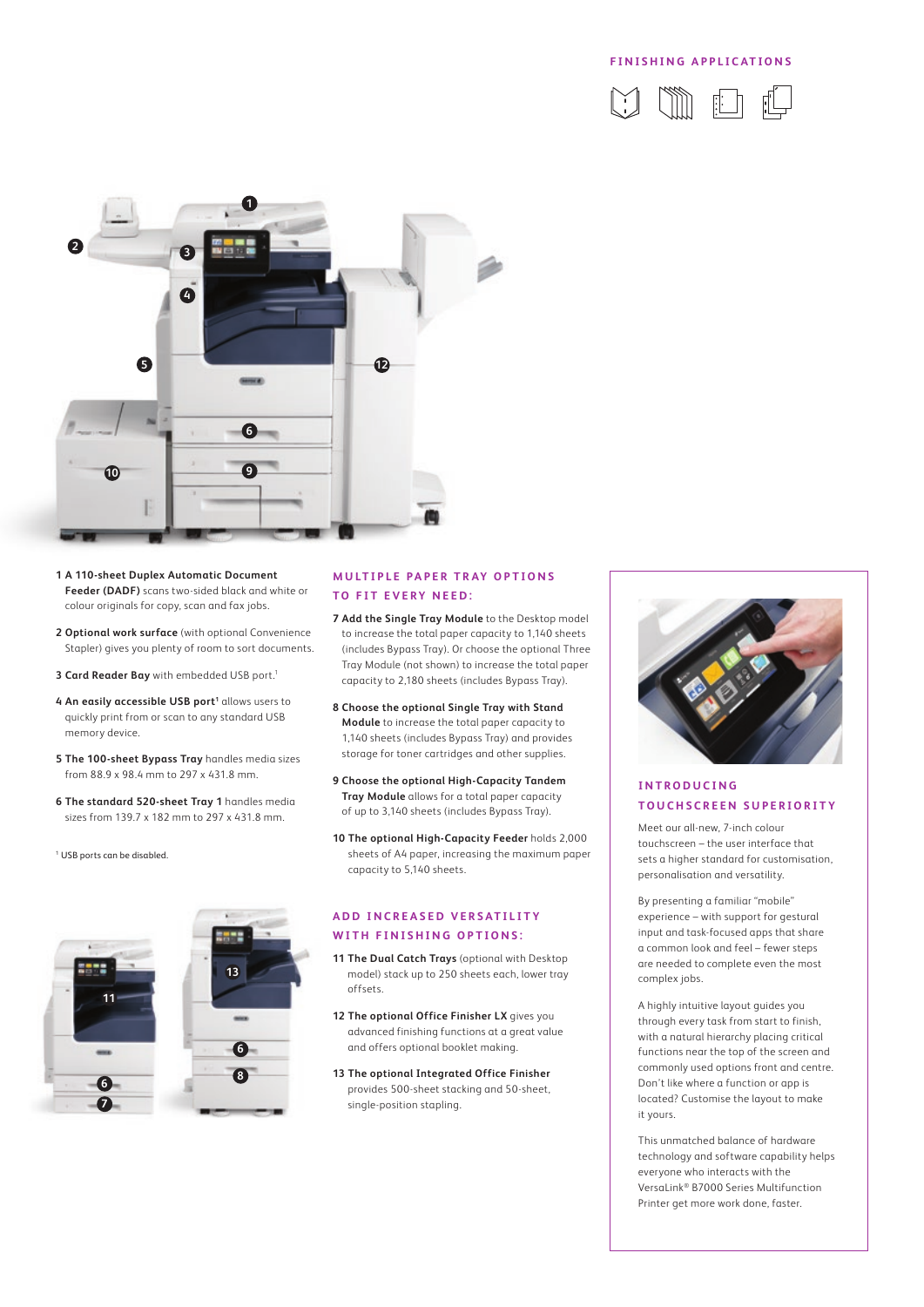## FINISHING APPLICATIONS

1 **A 110-sheet Duplex Automatic Document Feeder (DADF)** scans two-sided black and white or colour originals for copy, scan and fax jobs.

2 **Optional work surface** (with optional Convenience Stapler) gives you plenty of room to sort documents.

3 **Card Reader Bay** with embedded USB port.[1]

4 **An easily accessible USB port**[1] allows users to quickly print from or scan to any standard USB memory device.

5 **The 100-sheet Bypass Tray** handles media sizes from 88.9 x 98.4 mm to 297 x 431.8 mm.

6 **The standard 520-sheet Tray 1** handles media sizes from 139.7 x 182 mm to 297 x 431.8 mm.

[1] USB ports can be disabled.

## MULTIPLE PAPER TRAY OPTIONS TO FIT EVERY NEED:

7 **Add the Single Tray Module** to the Desktop model to increase the total paper capacity to 1,140 sheets (includes Bypass Tray). Or choose the optional Three Tray Module (not shown) to increase the total paper capacity to 2,180 sheets (includes Bypass Tray).

8 **Choose the optional Single Tray with Stand Module** to increase the total paper capacity to 1,140 sheets (includes Bypass Tray) and provides storage for toner cartridges and other supplies.

9 **Choose the optional High-Capacity Tandem Tray Module** allows for a total paper capacity of up to 3,140 sheets (includes Bypass Tray).

10 **The optional High-Capacity Feeder** holds 2,000 sheets of A4 paper, increasing the maximum paper capacity to 5,140 sheets.

## ADD INCREASED VERSATILITY WITH FINISHING OPTIONS:

11 **The Dual Catch Trays** (optional with Desktop model) stack up to 250 sheets each, lower tray offsets.

12 **The optional Office Finisher LX** gives you advanced finishing functions at a great value and offers optional booklet making.

13 **The optional Integrated Office Finisher** provides 500-sheet stacking and 50-sheet, single-position stapling.

## INTRODUCING TOUCHSCREEN SUPERIORITY

Meet our all-new, 7-inch colour touchscreen – the user interface that sets a higher standard for customisation, personalisation and versatility.

By presenting a familiar "mobile" experience – with support for gestural input and task-focused apps that share a common look and feel – fewer steps are needed to complete even the most complex jobs.

A highly intuitive layout guides you through every task from start to finish, with a natural hierarchy placing critical functions near the top of the screen and commonly used options front and centre. Don't like where a function or app is located? Customise the layout to make it yours.

This unmatched balance of hardware technology and software capability helps everyone who interacts with the VersaLink® B7000 Series Multifunction Printer get more work done, faster.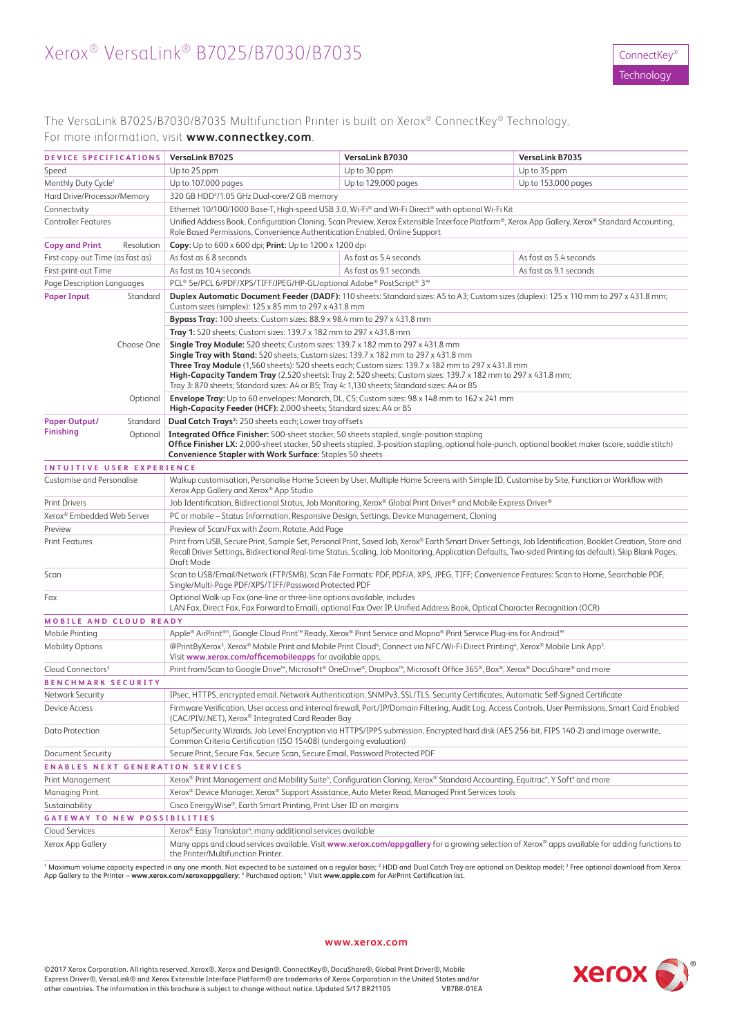# Xerox® VersaLink® B7025/B7030/B7035

ConnectKey® Technology

The VersaLink B7025/B7030/B7035 Multifunction Printer is built on Xerox® ConnectKey® Technology.
For more information, visit **www.connectkey.com**.

| DEVICE SPECIFICATIONS | | VersaLink B7025 | VersaLink B7030 | VersaLink B7035 |
|---|---|---|---|---|
| Speed | | Up to 25 ppm | Up to 30 ppm | Up to 35 ppm |
| Monthly Duty Cycle[1] | | Up to 107,000 pages | Up to 129,000 pages | Up to 153,000 pages |
| Hard Drive/Processor/Memory | | 320 GB HDD[2]/1.05 GHz Dual-core/2 GB memory | | |
| Connectivity | | Ethernet 10/100/1000 Base-T, High-speed USB 3.0, Wi-Fi® and Wi-Fi Direct® with optional Wi-Fi Kit | | |
| Controller Features | | Unified Address Book, Configuration Cloning, Scan Preview, Xerox Extensible Interface Platform®, Xerox App Gallery, Xerox® Standard Accounting, Role Based Permissions, Convenience Authentication Enabled, Online Support | | |
| **Copy and Print** | Resolution | **Copy:** Up to 600 x 600 dpi; **Print:** Up to 1200 x 1200 dpi | | |
| First-copy-out Time (as fast as) | | As fast as 6.8 seconds | As fast as 5.4 seconds | As fast as 5.4 seconds |
| First-print-out Time | | As fast as 10.4 seconds | As fast as 9.1 seconds | As fast as 9.1 seconds |
| Page Description Languages | | PCL® 5e/PCL 6/PDF/XPS/TIFF/JPEG/HP-GL/optional Adobe® PostScript® 3™ | | |
| **Paper Input** | Standard | **Duplex Automatic Document Feeder (DADF):** 110 sheets: Standard sizes: A5 to A3; Custom sizes (duplex): 125 x 110 mm to 297 x 431.8 mm; Custom sizes (simplex): 125 x 85 mm to 297 x 431.8 mm | | |
| | | **Bypass Tray:** 100 sheets; Custom sizes: 88.9 x 98.4 mm to 297 x 431.8 mm | | |
| | | **Tray 1:** 520 sheets; Custom sizes: 139.7 x 182 mm to 297 x 431.8 mm | | |
| | Choose One | **Single Tray Module:** 520 sheets; Custom sizes: 139.7 x 182 mm to 297 x 431.8 mm<br>**Single Tray with Stand:** 520 sheets; Custom sizes: 139.7 x 182 mm to 297 x 431.8 mm<br>**Three Tray Module** (1,560 sheets): 520 sheets each; Custom sizes: 139.7 x 182 mm to 297 x 431.8 mm<br>**High-Capacity Tandem Tray** (2,520 sheets): Tray 2: 520 sheets; Custom sizes: 139.7 x 182 mm to 297 x 431.8 mm; Tray 3: 870 sheets; Standard sizes: A4 or B5; Tray 4: 1,130 sheets; Standard sizes: A4 or B5 | | |
| | Optional | **Envelope Tray:** Up to 60 envelopes: Monarch, DL, C5; Custom sizes: 98 x 148 mm to 162 x 241 mm<br>**High-Capacity Feeder (HCF):** 2,000 sheets; Standard sizes: A4 or B5 | | |
| **Paper Output/ Finishing** | Standard | **Dual Catch Trays[2]:** 250 sheets each; Lower tray offsets | | |
| | Optional | **Integrated Office Finisher:** 500-sheet stacker, 50 sheets stapled, single-position stapling<br>**Office Finisher LX:** 2,000-sheet stacker, 50 sheets stapled, 3-position stapling, optional hole-punch, optional booklet maker (score, saddle stitch)<br>**Convenience Stapler with Work Surface:** Staples 50 sheets | | |
| **INTUITIVE USER EXPERIENCE** | | | | |
| Customise and Personalise | | Walkup customisation, Personalise Home Screen by User, Multiple Home Screens with Simple ID, Customise by Site, Function or Workflow with Xerox App Gallery and Xerox® App Studio | | |
| Print Drivers | | Job Identification, Bidirectional Status, Job Monitoring, Xerox® Global Print Driver® and Mobile Express Driver® | | |
| Xerox® Embedded Web Server | | PC or mobile – Status Information, Responsive Design, Settings, Device Management, Cloning | | |
| Preview | | Preview of Scan/Fax with Zoom, Rotate, Add Page | | |
| Print Features | | Print from USB, Secure Print, Sample Set, Personal Print, Saved Job, Xerox® Earth Smart Driver Settings, Job Identification, Booklet Creation, Store and Recall Driver Settings, Bidirectional Real-time Status, Scaling, Job Monitoring, Application Defaults, Two-sided Printing (as default), Skip Blank Pages, Draft Mode | | |
| Scan | | Scan to USB/Email/Network (FTP/SMB), Scan File Formats: PDF, PDF/A, XPS, JPEG, TIFF; Convenience Features: Scan to Home, Searchable PDF, Single/Multi-Page PDF/XPS/TIFF/Password Protected PDF | | |
| Fax | | Optional Walk-up Fax (one-line or three-line options available, includes LAN Fax, Direct Fax, Fax Forward to Email), optional Fax Over IP, Unified Address Book, Optical Character Recognition (OCR) | | |
| **MOBILE AND CLOUD READY** | | | | |
| Mobile Printing | | Apple® AirPrint®[5], Google Cloud Print™ Ready, Xerox® Print Service and Mopria® Print Service Plug-ins for Android™ | | |
| Mobility Options | | @PrintByXerox[3], Xerox® Mobile Print and Mobile Print Cloud[4], Connect via NFC/Wi-Fi Direct Printing[4], Xerox® Mobile Link App[3]. Visit **www.xerox.com/officemobileapps** for available apps. | | |
| Cloud Connectors[3] | | Print from/Scan to Google Drive™, Microsoft® OneDrive®, Dropbox™, Microsoft Office 365®, Box®, Xerox® DocuShare® and more | | |
| **BENCHMARK SECURITY** | | | | |
| Network Security | | IPsec, HTTPS, encrypted email. Network Authentication, SNMPv3, SSL/TLS, Security Certificates, Automatic Self-Signed Certificate | | |
| Device Access | | Firmware Verification, User access and internal firewall, Port/IP/Domain Filtering, Audit Log, Access Controls, User Permissions, Smart Card Enabled (CAC/PIV/.NET), Xerox® Integrated Card Reader Bay | | |
| Data Protection | | Setup/Security Wizards, Job Level Encryption via HTTPS/IPPS submission, Encrypted hard disk (AES 256-bit, FIPS 140-2) and image overwrite, Common Criteria Certification (ISO 15408) (undergoing evaluation) | | |
| Document Security | | Secure Print, Secure Fax, Secure Scan, Secure Email, Password Protected PDF | | |
| **ENABLES NEXT GENERATION SERVICES** | | | | |
| Print Management | | Xerox® Print Management and Mobility Suite[4], Configuration Cloning, Xerox® Standard Accounting, Equitrac[4], Y Soft[4] and more | | |
| Managing Print | | Xerox® Device Manager, Xerox® Support Assistance, Auto Meter Read, Managed Print Services tools | | |
| Sustainability | | Cisco EnergyWise®, Earth Smart Printing, Print User ID on margins | | |
| **GATEWAY TO NEW POSSIBILITIES** | | | | |
| Cloud Services | | Xerox® Easy Translator[4], many additional services available | | |
| Xerox App Gallery | | Many apps and cloud services available. Visit **www.xerox.com/appgallery** for a growing selection of Xerox® apps available for adding functions to the Printer/Multifunction Printer. | | |

[1] Maximum volume capacity expected in any one month. Not expected to be sustained on a regular basis; [2] HDD and Dual Catch Tray are optional on Desktop model; [3] Free optional download from Xerox App Gallery to the Printer – **www.xerox.com/xeroxappgallery**; [4] Purchased option; [5] Visit **www.apple.com** for AirPrint Certification list.

**www.xerox.com**

©2017 Xerox Corporation. All rights reserved. Xerox®, Xerox and Design®, ConnectKey®, DocuShare®, Global Print Driver®, Mobile Express Driver®, VersaLink® and Xerox Extensible Interface Platform® are trademarks of Xerox Corporation in the United States and/or other countries. The information in this brochure is subject to change without notice. Updated 5/17 BR21105 VB7BR-01EA